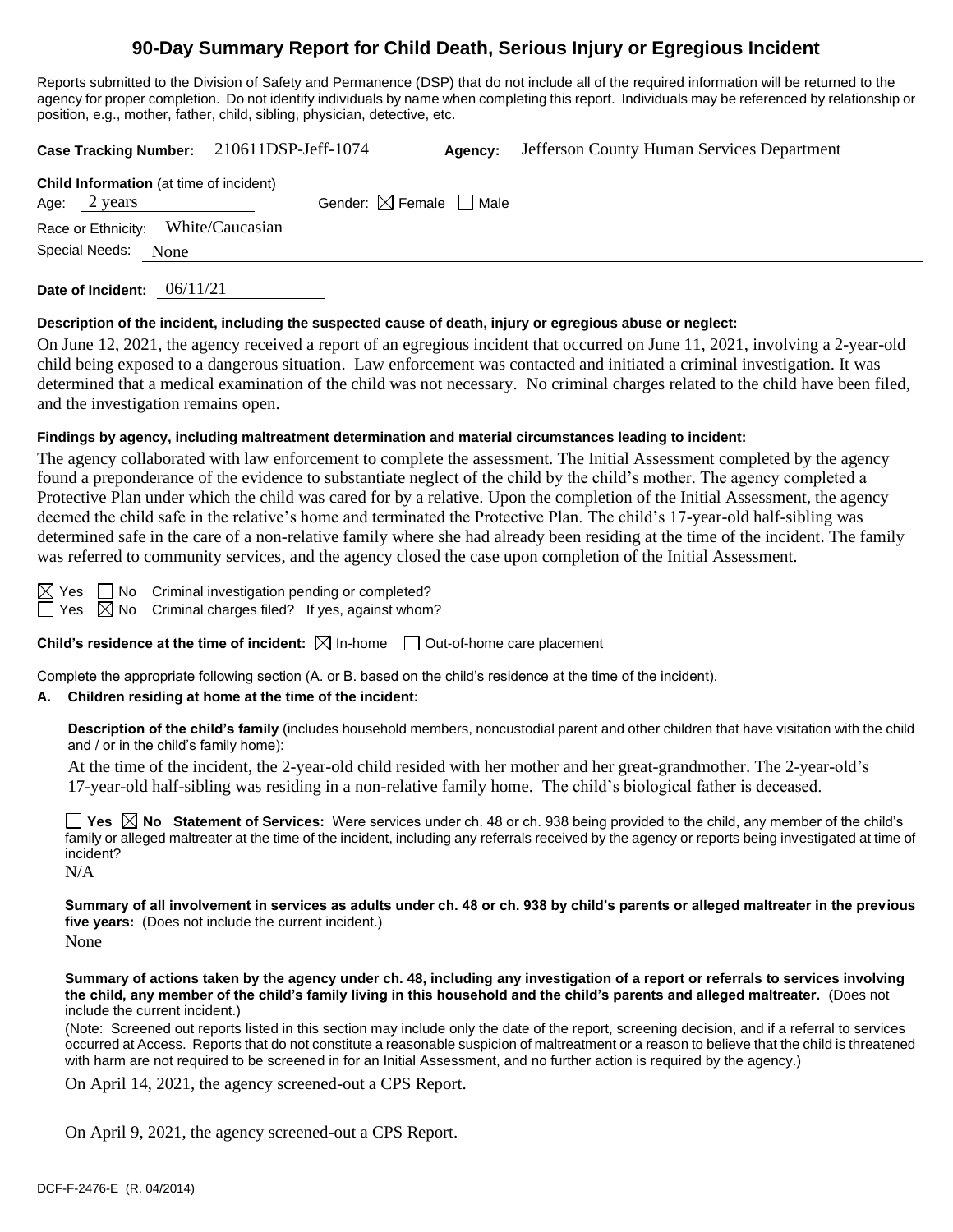# 90-Day Summary Report for Child Death, Serious Injury or Egregious Incident

Reports submitted to the Division of Safety and Permanence (DSP) that do not include all of the required information will be returned to the agency for proper completion. Do not identify individuals by name when completing this report. Individuals may be referenced by relationship or position, e.g., mother, father, child, sibling, physician, detective, etc.

**Case Tracking Number:** 210611DSP-Jeff-1074 **Agency:** Jefferson County Human Services Department

**Child Information** (at time of incident)
Age: 2 years Gender: ☒ Female ☐ Male
Race or Ethnicity: White/Caucasian
Special Needs: None

**Date of Incident:** 06/11/21

**Description of the incident, including the suspected cause of death, injury or egregious abuse or neglect:**

On June 12, 2021, the agency received a report of an egregious incident that occurred on June 11, 2021, involving a 2-year-old child being exposed to a dangerous situation. Law enforcement was contacted and initiated a criminal investigation. It was determined that a medical examination of the child was not necessary. No criminal charges related to the child have been filed, and the investigation remains open.

**Findings by agency, including maltreatment determination and material circumstances leading to incident:**

The agency collaborated with law enforcement to complete the assessment. The Initial Assessment completed by the agency found a preponderance of the evidence to substantiate neglect of the child by the child's mother. The agency completed a Protective Plan under which the child was cared for by a relative. Upon the completion of the Initial Assessment, the agency deemed the child safe in the relative's home and terminated the Protective Plan. The child's 17-year-old half-sibling was determined safe in the care of a non-relative family where she had already been residing at the time of the incident. The family was referred to community services, and the agency closed the case upon completion of the Initial Assessment.

☒ Yes ☐ No Criminal investigation pending or completed?
☐ Yes ☒ No Criminal charges filed? If yes, against whom?

**Child's residence at the time of incident:** ☒ In-home ☐ Out-of-home care placement

Complete the appropriate following section (A. or B. based on the child's residence at the time of the incident).

**A. Children residing at home at the time of the incident:**

**Description of the child's family** (includes household members, noncustodial parent and other children that have visitation with the child and / or in the child's family home):

At the time of the incident, the 2-year-old child resided with her mother and her great-grandmother. The 2-year-old's 17-year-old half-sibling was residing in a non-relative family home. The child's biological father is deceased.

☐ **Yes** ☒ **No Statement of Services:** Were services under ch. 48 or ch. 938 being provided to the child, any member of the child's family or alleged maltreater at the time of the incident, including any referrals received by the agency or reports being investigated at time of incident?

N/A

**Summary of all involvement in services as adults under ch. 48 or ch. 938 by child's parents or alleged maltreater in the previous five years:** (Does not include the current incident.)

None

**Summary of actions taken by the agency under ch. 48, including any investigation of a report or referrals to services involving the child, any member of the child's family living in this household and the child's parents and alleged maltreater.** (Does not include the current incident.)

(Note: Screened out reports listed in this section may include only the date of the report, screening decision, and if a referral to services occurred at Access. Reports that do not constitute a reasonable suspicion of maltreatment or a reason to believe that the child is threatened with harm are not required to be screened in for an Initial Assessment, and no further action is required by the agency.)

On April 14, 2021, the agency screened-out a CPS Report.

On April 9, 2021, the agency screened-out a CPS Report.

DCF-F-2476-E (R. 04/2014)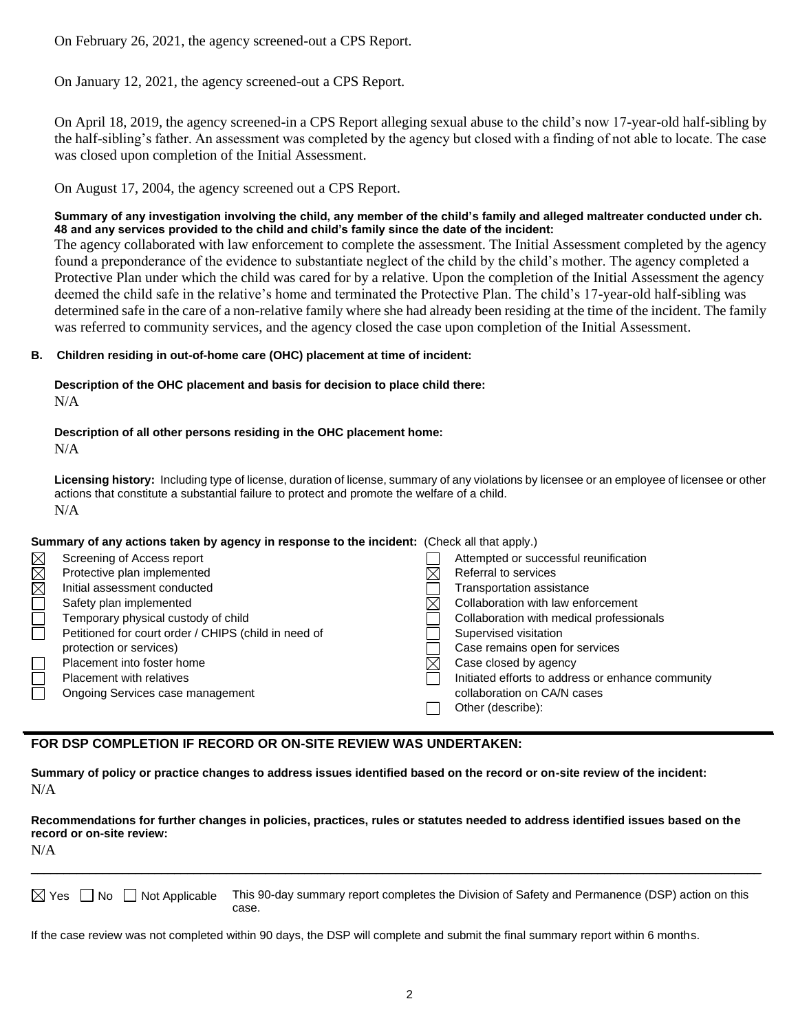On February 26, 2021, the agency screened-out a CPS Report.

On January 12, 2021, the agency screened-out a CPS Report.

On April 18, 2019, the agency screened-in a CPS Report alleging sexual abuse to the child's now 17-year-old half-sibling by the half-sibling's father. An assessment was completed by the agency but closed with a finding of not able to locate. The case was closed upon completion of the Initial Assessment.

On August 17, 2004, the agency screened out a CPS Report.

**Summary of any investigation involving the child, any member of the child's family and alleged maltreater conducted under ch. 48 and any services provided to the child and child's family since the date of the incident:**

The agency collaborated with law enforcement to complete the assessment. The Initial Assessment completed by the agency found a preponderance of the evidence to substantiate neglect of the child by the child's mother. The agency completed a Protective Plan under which the child was cared for by a relative. Upon the completion of the Initial Assessment the agency deemed the child safe in the relative's home and terminated the Protective Plan. The child's 17-year-old half-sibling was determined safe in the care of a non-relative family where she had already been residing at the time of the incident. The family was referred to community services, and the agency closed the case upon completion of the Initial Assessment.

**B. Children residing in out-of-home care (OHC) placement at time of incident:**

**Description of the OHC placement and basis for decision to place child there:**

N/A

**Description of all other persons residing in the OHC placement home:**

N/A

**Licensing history:** Including type of license, duration of license, summary of any violations by licensee or an employee of licensee or other actions that constitute a substantial failure to protect and promote the welfare of a child.

N/A

**Summary of any actions taken by agency in response to the incident:** (Check all that apply.)

- ☒ Screening of Access report
- ☒ Protective plan implemented
- ☒ Initial assessment conducted
- ☐ Safety plan implemented
- ☐ Temporary physical custody of child
- ☐ Petitioned for court order / CHIPS (child in need of protection or services)
- ☐ Placement into foster home
- ☐ Placement with relatives
- ☐ Ongoing Services case management
- ☐ Attempted or successful reunification
- ☒ Referral to services
- ☐ Transportation assistance
- ☒ Collaboration with law enforcement
- ☐ Collaboration with medical professionals
- ☐ Supervised visitation
- ☐ Case remains open for services
- ☒ Case closed by agency
- ☐ Initiated efforts to address or enhance community collaboration on CA/N cases
- ☐ Other (describe):

## FOR DSP COMPLETION IF RECORD OR ON-SITE REVIEW WAS UNDERTAKEN:

**Summary of policy or practice changes to address issues identified based on the record or on-site review of the incident:**

N/A

**Recommendations for further changes in policies, practices, rules or statutes needed to address identified issues based on the record or on-site review:**

N/A

☒ Yes ☐ No ☐ Not Applicable This 90-day summary report completes the Division of Safety and Permanence (DSP) action on this case.

If the case review was not completed within 90 days, the DSP will complete and submit the final summary report within 6 months.